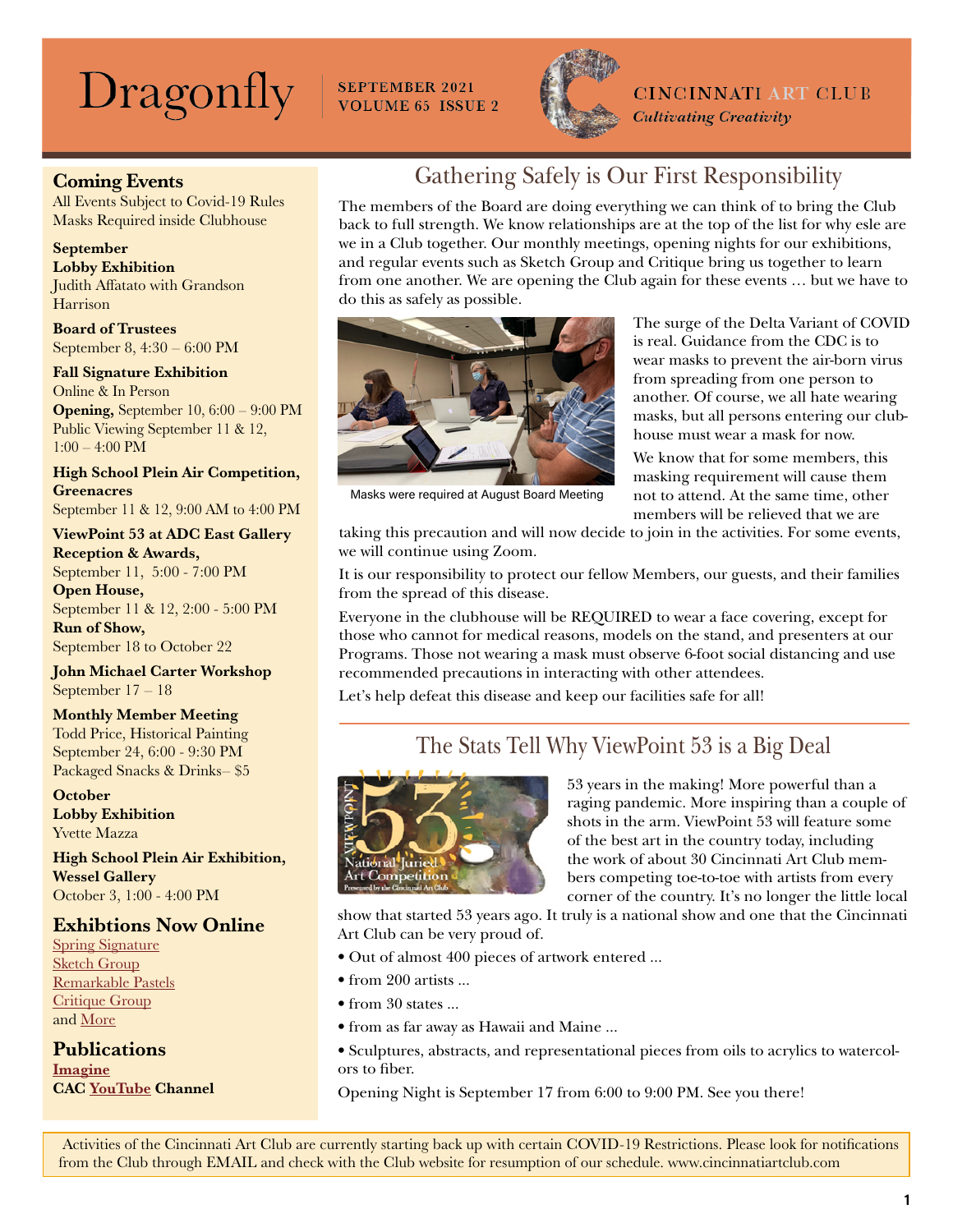# Dragonfly

**SEPTEMBER 2021**
**VOLUME 65 ISSUE 2**

**CINCINNATI ART CLUB**
*Cultivating Creativity*

## Coming Events

All Events Subject to Covid-19 Rules
Masks Required inside Clubhouse

**September**
**Lobby Exhibition**
Judith Affatato with Grandson Harrison

**Board of Trustees**
September 8, 4:30 – 6:00 PM

**Fall Signature Exhibition**
Online & In Person
**Opening,** September 10, 6:00 – 9:00 PM
Public Viewing September 11 & 12, 1:00 – 4:00 PM

**High School Plein Air Competition, Greenacres**
September 11 & 12, 9:00 AM to 4:00 PM

**ViewPoint 53 at ADC East Gallery**
**Reception & Awards,**
September 11, 5:00 - 7:00 PM
**Open House,**
September 11 & 12, 2:00 - 5:00 PM
**Run of Show,**
September 18 to October 22

**John Michael Carter Workshop**
September 17 – 18

**Monthly Member Meeting**
Todd Price, Historical Painting
September 24, 6:00 - 9:30 PM
Packaged Snacks & Drinks– $5

**October**
**Lobby Exhibition**
Yvette Mazza

**High School Plein Air Exhibition, Wessel Gallery**
October 3, 1:00 - 4:00 PM

## Exhibtions Now Online

Spring Signature
Sketch Group
Remarkable Pastels
Critique Group
and More

## Publications

**Imagine**
**CAC YouTube Channel**

## Gathering Safely is Our First Responsibility

The members of the Board are doing everything we can think of to bring the Club back to full strength. We know relationships are at the top of the list for why esle are we in a Club together. Our monthly meetings, opening nights for our exhibitions, and regular events such as Sketch Group and Critique bring us together to learn from one another. We are opening the Club again for these events … but we have to do this as safely as possible.

Masks were required at August Board Meeting

The surge of the Delta Variant of COVID is real. Guidance from the CDC is to wear masks to prevent the air-born virus from spreading from one person to another. Of course, we all hate wearing masks, but all persons entering our clubhouse must wear a mask for now.

We know that for some members, this masking requirement will cause them not to attend. At the same time, other members will be relieved that we are taking this precaution and will now decide to join in the activities. For some events, we will continue using Zoom.

It is our responsibility to protect our fellow Members, our guests, and their families from the spread of this disease.

Everyone in the clubhouse will be REQUIRED to wear a face covering, except for those who cannot for medical reasons, models on the stand, and presenters at our Programs. Those not wearing a mask must observe 6-foot social distancing and use recommended precautions in interacting with other attendees.

Let's help defeat this disease and keep our facilities safe for all!

## The Stats Tell Why ViewPoint 53 is a Big Deal

53 years in the making! More powerful than a raging pandemic. More inspiring than a couple of shots in the arm. ViewPoint 53 will feature some of the best art in the country today, including the work of about 30 Cincinnati Art Club members competing toe-to-toe with artists from every corner of the country. It's no longer the little local show that started 53 years ago. It truly is a national show and one that the Cincinnati Art Club can be very proud of.

- Out of almost 400 pieces of artwork entered ...
- from 200 artists ...
- from 30 states ...
- from as far away as Hawaii and Maine ...
- Sculptures, abstracts, and representational pieces from oils to acrylics to watercolors to fiber.

Opening Night is September 17 from 6:00 to 9:00 PM. See you there!

Activities of the Cincinnati Art Club are currently starting back up with certain COVID-19 Restrictions. Please look for notifications from the Club through EMAIL and check with the Club website for resumption of our schedule. www.cincinnatiartclub.com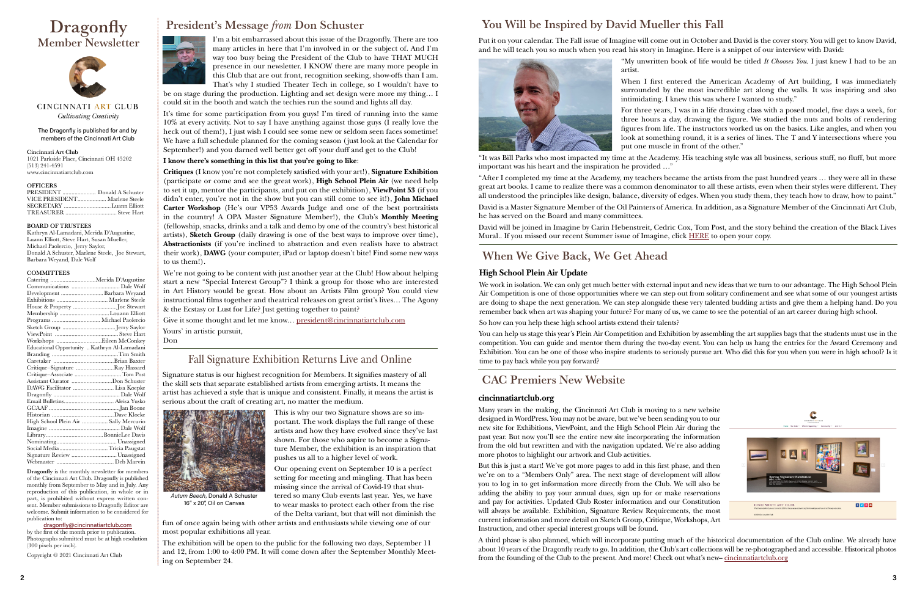# Dragonfly
## Member Newsletter

CINCINNATI ART CLUB
*Cultivating Creativity*

The Dragonfly is published for and by members of the Cincinnati Art Club

**Cincinnati Art Club**
1021 Parkside Place, Cincinnati OH 45202
(513) 241-4591
www.cincinnatiartclub.com

**OFFICERS**

| | |
|---|---|
| PRESIDENT | Donald A Schuster |
| VICE PRESIDENT | Marlene Steele |
| SECRETARY | Luann Elliott |
| TREASURER | Steve Hart |

**BOARD OF TRUSTEES**
Kathryn Al-Lamadani, Merida D'Augustine, Luann Elliott, Steve Hart, Susan Mueller, Michael Paolercio, Jerry Saylor, Donald A Schuster, Marlene Steele, Joe Stewart, Barbara Weyand, Dale Wolf

**COMMITTEES**

| | |
|---|---|
| Catering | Merida D'Augustine |
| Communications | Dale Wolf |
| Development | Barbara Weyand |
| Exhibitions | Marlene Steele |
| House & Property | Joe Stewart |
| Membership | Louann Elliott |
| Programs | Michael Paolercio |
| Sketch Group | Jerry Saylor |
| ViewPoint | Steve Hart |
| Workshops | Eileen McConkey |
| Educational Opportunity | Kathryn Al-Lamadani |
| Branding | Tim Smith |
| Caretaker | Brian Baxter |
| Critique–Signature | Ray Hassard |
| Critique–Associate | Tom Post |
| Assistant Curator | Don Schuster |
| DAWG Facilitator | Lisa Koepke |
| Dragonfly | Dale Wolf |
| Email Bulletins | Alesa Yusko |
| GCAAF | Jan Boone |
| Historian | Dave Klocke |
| High School Plein Air | Sally Mercurio |
| Imagine | Dale Wolf |
| Library | BonnieLee Davis |
| Nominating | Unassigned |
| Social Media | Tricia Paugstat |
| Signature Review | Unassigned |
| Webmaster | Deb Marvin |

**Dragonfly** is the monthly newsletter for members of the Cincinnati Art Club. Dragonfly is published monthly from September to May and in July. Any reproduction of this publication, in whole or in part, is prohibited without express written consent. Member submissions to Dragonfly Editor are welcome. Submit information to be considered for publication to:
dragonfly@cincinnatiartclub.com
by the first of the month prior to publication. Photographs submitted must be at high resolution (300 pixels per inch).

Copyright © 2021 Cincinnati Art Club

## President's Message *from* Don Schuster

I'm a bit embarrassed about this issue of the Dragonfly. There are too many articles in here that I'm involved in or the subject of. And I'm way too busy being the President of the Club to have THAT MUCH presence in our newsletter. I KNOW there are many more people in this Club that are out front, recognition seeking, show-offs than I am. That's why I studied Theater Tech in college, so I wouldn't have to be on stage during the production. Lighting and set design were more my thing… I could sit in the booth and watch the techies run the sound and lights all day.

It's time for some participation from you guys! I'm tired of running into the same 10% at every activity. Not to say I have anything against those guys (I really love the heck out of them!), I just wish I could see some new or seldom seen faces sometime! We have a full schedule planned for the coming season (just look at the Calendar for September!) and you darned well better get off your duff and get to the Club!

**I know there's something in this list that you're going to like**:

**Critiques** (I know you're not completely satisfied with your art!), **Signature Exhibition** (participate or come and see the great work), **High School Plein Air** (we need help to set it up, mentor the participants, and put on the exhibition), **ViewPoint 53** (if you didn't enter, you're not in the show but you can still come to see it!), **John Michael Carter Workshop** (He's our VP53 Awards Judge and one of the best portraitists in the country! A OPA Master Signature Member!), the Club's **Monthly Meeting** (fellowship, snacks, drinks and a talk and demo by one of the country's best historical artists), **Sketch Group** (daily drawing is one of the best ways to improve over time), **Abstractionists** (if you're inclined to abstraction and even realists have to abstract their work), **DAWG** (your computer, iPad or laptop doesn't bite! Find some new ways to us them!).

We're not going to be content with just another year at the Club! How about helping start a new "Special Interest Group"? I think a group for those who are interested in Art History would be great. How about an Artists Film group? You could view instructional films together and theatrical releases on great artist's lives… The Agony & the Ecstasy or Lust for Life? Just getting together to paint?

Give it some thought and let me know… president@cincinnatiartclub.com

Yours' in artistic pursuit,

Don

## Fall Signature Exhibition Returns Live and Online

Signature status is our highest recognition for Members. It signifies mastery of all the skill sets that separate established artists from emerging artists. It means the artist has achieved a style that is unique and consistent. Finally, it means the artist is serious about the craft of creating art, no matter the medium.

*Autum Beech*, Donald A Schuster
16" x 20", Oil on Canvas

This is why our two Signature shows are so important. The work displays the full range of these artists and how they have evolved since they've last shown. For those who aspire to become a Signature Member, the exhibition is an inspiration that pushes us all to a higher level of work.

Our opening event on September 10 is a perfect setting for meeting and mingling. That has been missing since the arrival of Covid-19 that shuttered so many Club events last year. Yes, we have to wear masks to protect each other from the rise of the Delta variant, but that will not diminish the fun of once again being with other artists and enthusiasts while viewing one of our most popular exhibitions all year.

The exhibition will be open to the public for the following two days, September 11 and 12, from 1:00 to 4:00 PM. It will come down after the September Monthly Meeting on September 24.

## You Will be Inspired by David Mueller this Fall

Put it on your calendar. The Fall issue of Imagine will come out in October and David is the cover story. You will get to know David, and he will teach you so much when you read his story in Imagine. Here is a snippet of our interview with David:

"My unwritten book of life would be titled *It Chooses You*. I just knew I had to be an artist.

When I first entered the American Academy of Art building, I was immediately surrounded by the most incredible art along the walls. It was inspiring and also intimidating. I knew this was where I wanted to study."

For three years, I was in a life drawing class with a posed model, five days a week, for three hours a day, drawing the figure. We studied the nuts and bolts of rendering figures from life. The instructors worked us on the basics. Like angles, and when you look at something round, it is a series of lines. The T and Y intersections where you put one muscle in front of the other."

"It was Bill Parks who most impacted my time at the Academy. His teaching style was all business, serious stuff, no fluff, but more important was his heart and the inspiration he provided …"

"After I completed my time at the Academy, my teachers became the artists from the past hundred years … they were all in these great art books. I came to realize there was a common denominator to all these artists, even when their styles were different. They all understood the principles like design, balance, diversity of edges. When you study them, they teach how to draw, how to paint."

David is a Master Signature Member of the Oil Painters of America. In addition, as a Signature Member of the Cincinnati Art Club, he has served on the Board and many committees.

David will be joined in Imagine by Carin Hebenstreit, Cedric Cox, Tom Post, and the story behind the creation of the Black Lives Mural.. If you missed our recent Summer issue of Imagine, click HERE to open your copy.

## When We Give Back, We Get Ahead

### High School Plein Air Update

We work in isolation. We can only get much better with external input and new ideas that we turn to our advantage. The High School Plein Air Competition is one of those opportunities where we can step out from solitary confinement and see what some of our youngest artists are doing to shape the next generation. We can step alongside these very talented budding artists and give them a helping hand. Do you remember back when art was shaping your future? For many of us, we came to see the potential of an art career during high school.

So how can you help these high school artists extend their talents?

You can help us stage this year's Plein Air Competition and Exhibition by assembling the art supplies bags that the students must use in the competition. You can guide and mentor them during the two-day event. You can help us hang the entries for the Award Ceremony and Exhibition. You can be one of those who inspire students to seriously pursue art. Who did this for you when you were in high school? Is it time to pay back while you pay forward?

## CAC Premiers New Website

### cincinnatiartclub.org

Many years in the making, the Cincinnati Art Club is moving to a new website designed in WordPress. You may not be aware, but we've been sending you to our new site for Exhibitions, ViewPoint, and the High School Plein Air during the past year. But now you'll see the entire new site incorporating the information from the old but rewritten and with the navigation updated. We're also adding more photos to highlight our artwork and Club activities.

But this is just a start! We've got more pages to add in this first phase, and then we're on to a "Members Only" area. The next stage of development will allow you to log in to get information more directly from the Club. We will also be adding the ability to pay your annual dues, sign up for or make reservations and pay for activities. Updated Club Roster information and our Constitution will always be available. Exhibition, Signature Review Requirements, the most current information and more detail on Sketch Group, Critique, Workshops, Art Instruction, and other special interest groups will be found.

A third phase is also planned, which will incorporate putting much of the historical documentation of the Club online. We already have about 10 years of the Dragonfly ready to go. In addition, the Club's art collections will be re-photographed and accessible. Historical photos from the founding of the Club to the present. And more! Check out what's new– cincinnatiartclub.org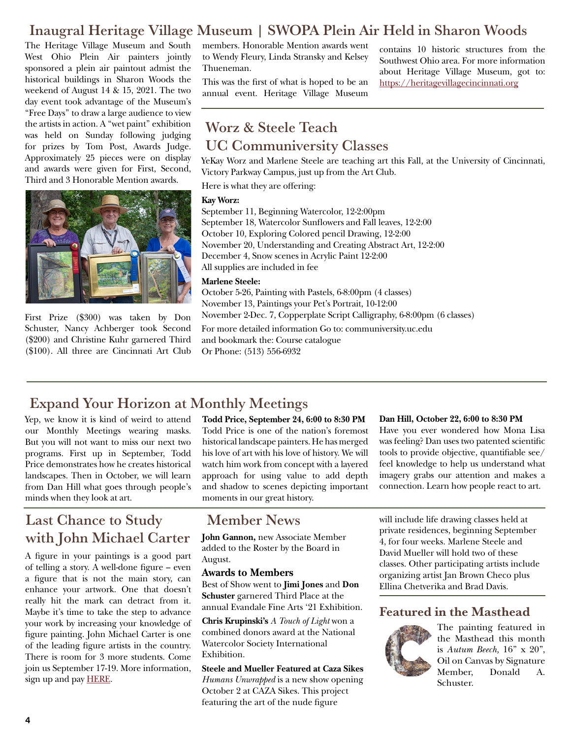## Inaugral Heritage Village Museum | SWOPA Plein Air Held in Sharon Woods

The Heritage Village Museum and South West Ohio Plein Air painters jointly sponsored a plein air paintout admist the historical buildings in Sharon Woods the weekend of August 14 & 15, 2021. The two day event took advantage of the Museum's "Free Days" to draw a large audience to view the artists in action. A "wet paint" exhibition was held on Sunday following judging for prizes by Tom Post, Awards Judge. Approximately 25 pieces were on display and awards were given for First, Second, Third and 3 Honorable Mention awards.

First Prize ($300) was taken by Don Schuster, Nancy Achberger took Second ($200) and Christine Kuhr garnered Third ($100). All three are Cincinnati Art Club members. Honorable Mention awards went to Wendy Fleury, Linda Stransky and Kelsey Thueneman.

This was the first of what is hoped to be an annual event. Heritage Village Museum contains 10 historic structures from the Southwest Ohio area. For more information about Heritage Village Museum, got to: [https://heritagevillagecincinnati.org](https://heritagevillagecincinnati.org)

## Worz & Steele Teach UC Communiversity Classes

YeKay Worz and Marlene Steele are teaching art this Fall, at the University of Cincinnati, Victory Parkway Campus, just up from the Art Club.

Here is what they are offering:

**Kay Worz:**
September 11, Beginning Watercolor, 12-2:00pm
September 18, Watercolor Sunflowers and Fall leaves, 12-2:00
October 10, Exploring Colored pencil Drawing, 12-2:00
November 20, Understanding and Creating Abstract Art, 12-2:00
December 4, Snow scenes in Acrylic Paint 12-2:00
All supplies are included in fee

**Marlene Steele:**
October 5-26, Painting with Pastels, 6-8:00pm (4 classes)
November 13, Paintings your Pet's Portrait, 10-12:00
November 2-Dec. 7, Copperplate Script Calligraphy, 6-8:00pm (6 classes)

For more detailed information Go to: communiversity.uc.edu
and bookmark the: Course catalogue
Or Phone: (513) 556-6932

## Expand Your Horizon at Monthly Meetings

Yep, we know it is kind of weird to attend our Monthly Meetings wearing masks. But you will not want to miss our next two programs. First up in September, Todd Price demonstrates how he creates historical landscapes. Then in October, we will learn from Dan Hill what goes through people's minds when they look at art.

**Todd Price, September 24, 6:00 to 8:30 PM**
Todd Price is one of the nation's foremost historical landscape painters. He has merged his love of art with his love of history. We will watch him work from concept with a layered approach for using value to add depth and shadow to scenes depicting important moments in our great history.

**Dan Hill, October 22, 6:00 to 8:30 PM**
Have you ever wondered how Mona Lisa was feeling? Dan uses two patented scientific tools to provide objective, quantifiable see/feel knowledge to help us understand what imagery grabs our attention and makes a connection. Learn how people react to art.

## Last Chance to Study with John Michael Carter

A figure in your paintings is a good part of telling a story. A well-done figure – even a figure that is not the main story, can enhance your artwork. One that doesn't really hit the mark can detract from it. Maybe it's time to take the step to advance your work by increasing your knowledge of figure painting. John Michael Carter is one of the leading figure artists in the country. There is room for 3 more students. Come join us September 17-19. More information, sign up and pay HERE.

## Member News

**John Gannon,** new Associate Member added to the Roster by the Board in August.

### Awards to Members

Best of Show went to **Jimi Jones** and **Don Schuster** garnered Third Place at the annual Evandale Fine Arts '21 Exhibition.

**Chris Krupinski's** *A Touch of Light* won a combined donors award at the National Watercolor Society International Exhibition.

**Steele and Mueller Featured at Caza Sikes**
*Humans Unwrapped* is a new show opening October 2 at CAZA Sikes. This project featuring the art of the nude figure will include life drawing classes held at private residences, beginning September 4, for four weeks. Marlene Steele and David Mueller will hold two of these classes. Other participating artists include organizing artist Jan Brown Checo plus Ellina Chetverika and Brad Davis.

## Featured in the Masthead

The painting featured in the Masthead this month is *Autum Beech,* 16" x 20", Oil on Canvas by Signature Member, Donald A. Schuster.